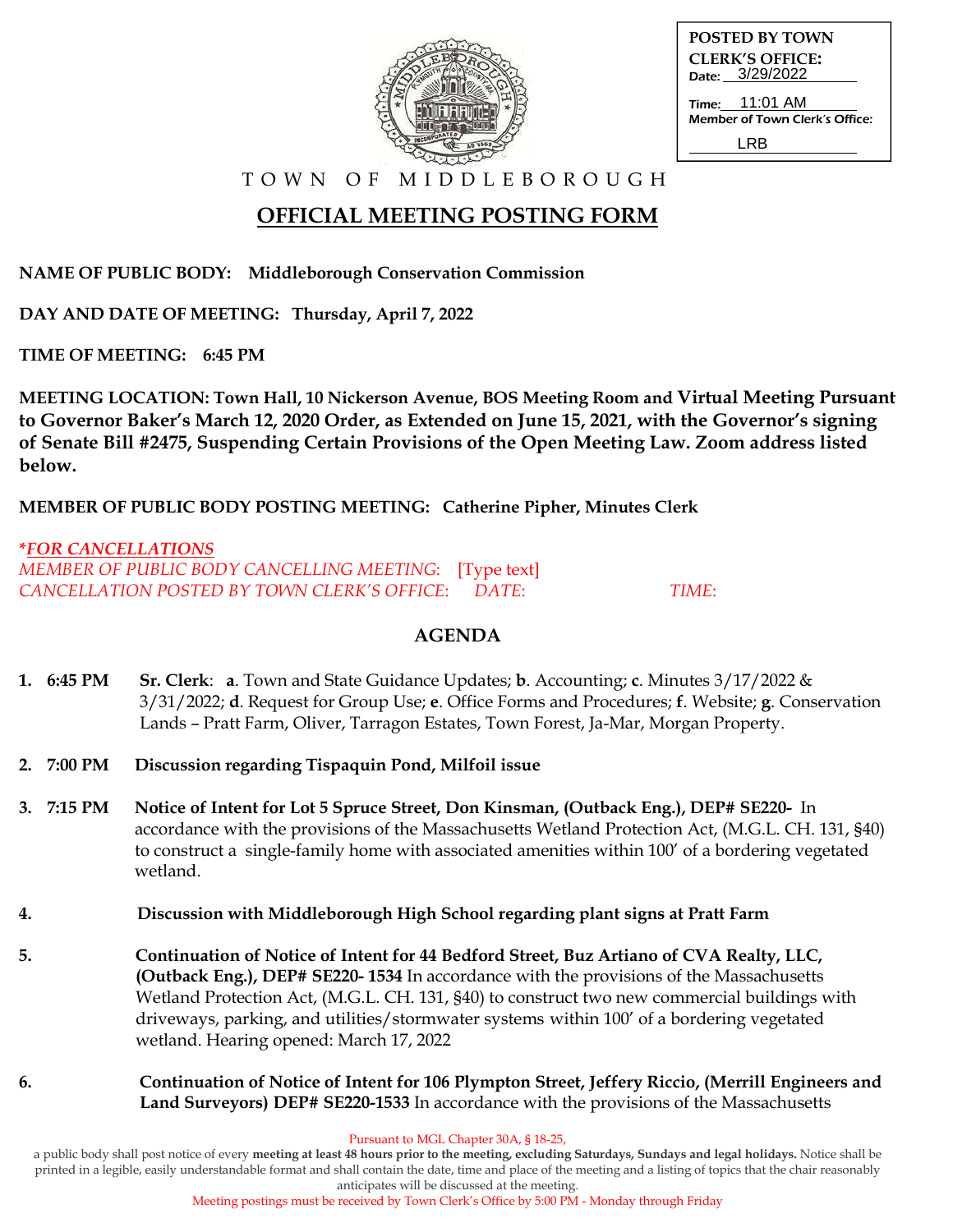POSTED BY TOWN CLERK'S OFFICE:
Date: 3/29/2022
Time: 11:01 AM
Member of Town Clerk's Office: LRB

TOWN OF MIDDLEBOROUGH

# OFFICIAL MEETING POSTING FORM

**NAME OF PUBLIC BODY: Middleborough Conservation Commission**

**DAY AND DATE OF MEETING: Thursday, April 7, 2022**

**TIME OF MEETING: 6:45 PM**

**MEETING LOCATION: Town Hall, 10 Nickerson Avenue, BOS Meeting Room and Virtual Meeting Pursuant to Governor Baker's March 12, 2020 Order, as Extended on June 15, 2021, with the Governor's signing of Senate Bill #2475, Suspending Certain Provisions of the Open Meeting Law. Zoom address listed below.**

**MEMBER OF PUBLIC BODY POSTING MEETING: Catherine Pipher, Minutes Clerk**

***FOR CANCELLATIONS***
*MEMBER OF PUBLIC BODY CANCELLING MEETING:* [Type text]
*CANCELLATION POSTED BY TOWN CLERK'S OFFICE: DATE: TIME:*

## AGENDA

1. **6:45 PM** **Sr. Clerk**: **a**. Town and State Guidance Updates; **b**. Accounting; **c**. Minutes 3/17/2022 & 3/31/2022; **d**. Request for Group Use; **e**. Office Forms and Procedures; **f**. Website; **g**. Conservation Lands – Pratt Farm, Oliver, Tarragon Estates, Town Forest, Ja-Mar, Morgan Property.

2. **7:00 PM** **Discussion regarding Tispaquin Pond, Milfoil issue**

3. **7:15 PM** **Notice of Intent for Lot 5 Spruce Street, Don Kinsman, (Outback Eng.), DEP# SE220-** In accordance with the provisions of the Massachusetts Wetland Protection Act, (M.G.L. CH. 131, §40) to construct a single-family home with associated amenities within 100' of a bordering vegetated wetland.

4. **Discussion with Middleborough High School regarding plant signs at Pratt Farm**

5. **Continuation of Notice of Intent for 44 Bedford Street, Buz Artiano of CVA Realty, LLC, (Outback Eng.), DEP# SE220- 1534** In accordance with the provisions of the Massachusetts Wetland Protection Act, (M.G.L. CH. 131, §40) to construct two new commercial buildings with driveways, parking, and utilities/stormwater systems within 100' of a bordering vegetated wetland. Hearing opened: March 17, 2022

6. **Continuation of Notice of Intent for 106 Plympton Street, Jeffery Riccio, (Merrill Engineers and Land Surveyors) DEP# SE220-1533** In accordance with the provisions of the Massachusetts

Pursuant to MGL Chapter 30A, § 18-25,
a public body shall post notice of every **meeting at least 48 hours prior to the meeting, excluding Saturdays, Sundays and legal holidays.** Notice shall be printed in a legible, easily understandable format and shall contain the date, time and place of the meeting and a listing of topics that the chair reasonably anticipates will be discussed at the meeting.
Meeting postings must be received by Town Clerk's Office by 5:00 PM - Monday through Friday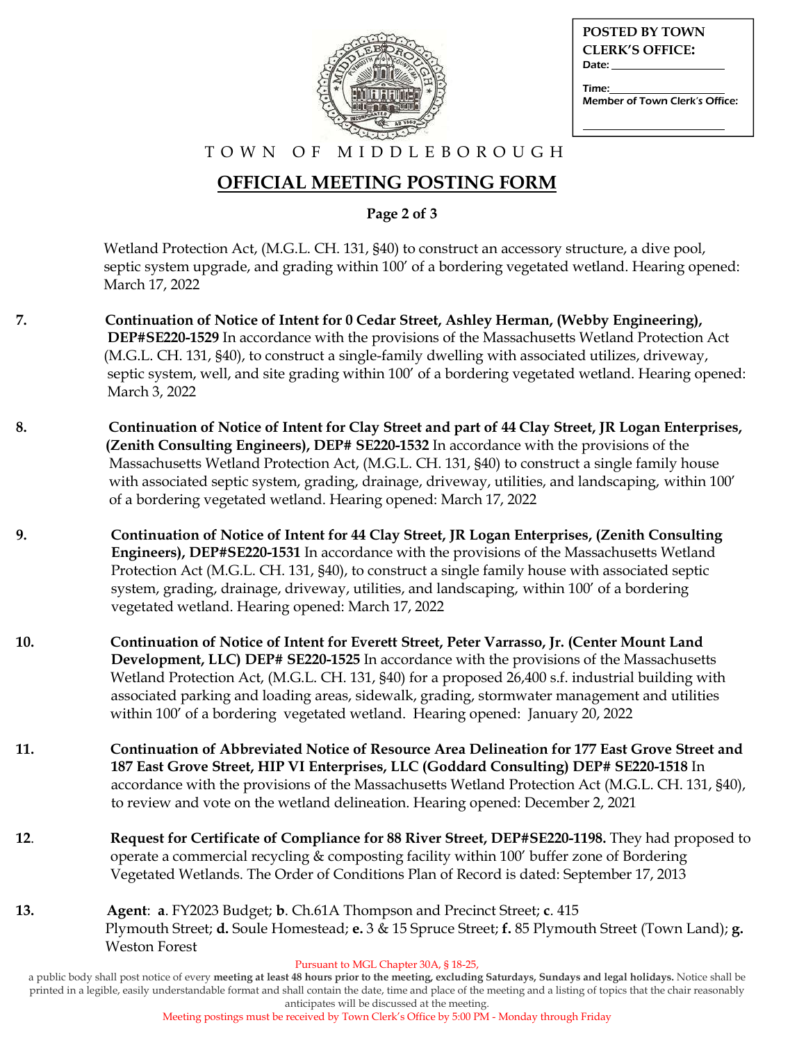POSTED BY TOWN CLERK'S OFFICE:
Date: ____________
Time: ____________
Member of Town Clerk's Office: ____________

TOWN OF MIDDLEBOROUGH

# OFFICIAL MEETING POSTING FORM

**Page 2 of 3**

Wetland Protection Act, (M.G.L. CH. 131, §40) to construct an accessory structure, a dive pool, septic system upgrade, and grading within 100′ of a bordering vegetated wetland. Hearing opened: March 17, 2022

7. **Continuation of Notice of Intent for 0 Cedar Street, Ashley Herman, (Webby Engineering), DEP#SE220-1529** In accordance with the provisions of the Massachusetts Wetland Protection Act (M.G.L. CH. 131, §40), to construct a single-family dwelling with associated utilizes, driveway, septic system, well, and site grading within 100′ of a bordering vegetated wetland. Hearing opened: March 3, 2022

8. **Continuation of Notice of Intent for Clay Street and part of 44 Clay Street, JR Logan Enterprises, (Zenith Consulting Engineers), DEP# SE220-1532** In accordance with the provisions of the Massachusetts Wetland Protection Act, (M.G.L. CH. 131, §40) to construct a single family house with associated septic system, grading, drainage, driveway, utilities, and landscaping, within 100′ of a bordering vegetated wetland. Hearing opened: March 17, 2022

9. **Continuation of Notice of Intent for 44 Clay Street, JR Logan Enterprises, (Zenith Consulting Engineers), DEP#SE220-1531** In accordance with the provisions of the Massachusetts Wetland Protection Act (M.G.L. CH. 131, §40), to construct a single family house with associated septic system, grading, drainage, driveway, utilities, and landscaping, within 100′ of a bordering vegetated wetland. Hearing opened: March 17, 2022

10. **Continuation of Notice of Intent for Everett Street, Peter Varrasso, Jr. (Center Mount Land Development, LLC) DEP# SE220-1525** In accordance with the provisions of the Massachusetts Wetland Protection Act, (M.G.L. CH. 131, §40) for a proposed 26,400 s.f. industrial building with associated parking and loading areas, sidewalk, grading, stormwater management and utilities within 100′ of a bordering vegetated wetland. Hearing opened: January 20, 2022

11. **Continuation of Abbreviated Notice of Resource Area Delineation for 177 East Grove Street and 187 East Grove Street, HIP VI Enterprises, LLC (Goddard Consulting) DEP# SE220-1518** In accordance with the provisions of the Massachusetts Wetland Protection Act (M.G.L. CH. 131, §40), to review and vote on the wetland delineation. Hearing opened: December 2, 2021

12. **Request for Certificate of Compliance for 88 River Street, DEP#SE220-1198.** They had proposed to operate a commercial recycling & composting facility within 100′ buffer zone of Bordering Vegetated Wetlands. The Order of Conditions Plan of Record is dated: September 17, 2013

13. **Agent**: **a**. FY2023 Budget; **b**. Ch.61A Thompson and Precinct Street; **c**. 415 Plymouth Street; **d.** Soule Homestead; **e.** 3 & 15 Spruce Street; **f.** 85 Plymouth Street (Town Land); **g.** Weston Forest

Pursuant to MGL Chapter 30A, § 18-25,

a public body shall post notice of every **meeting at least 48 hours prior to the meeting, excluding Saturdays, Sundays and legal holidays.** Notice shall be printed in a legible, easily understandable format and shall contain the date, time and place of the meeting and a listing of topics that the chair reasonably anticipates will be discussed at the meeting.

Meeting postings must be received by Town Clerk's Office by 5:00 PM - Monday through Friday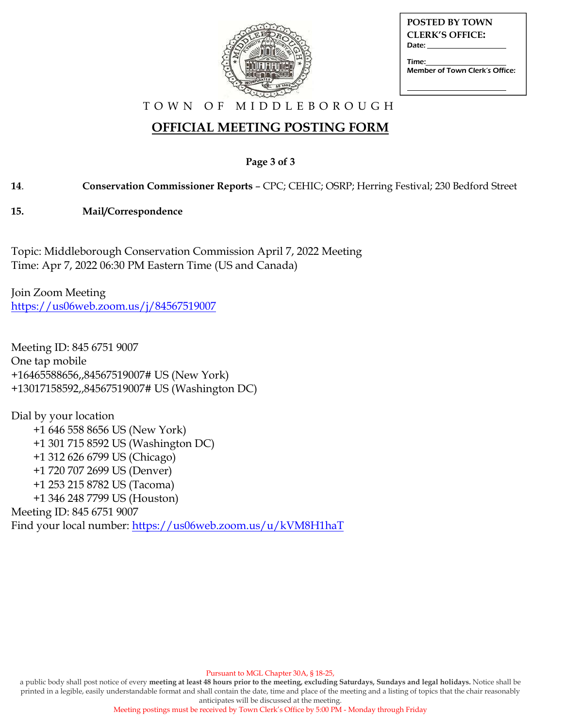POSTED BY TOWN CLERK'S OFFICE:
Date: ____________________

Time: ____________________
Member of Town Clerk's Office:

____________________

TOWN OF MIDDLEBOROUGH

# OFFICIAL MEETING POSTING FORM

**Page 3 of 3**

**14**. **Conservation Commissioner Reports** – CPC; CEHIC; OSRP; Herring Festival; 230 Bedford Street

**15.** **Mail/Correspondence**

Topic: Middleborough Conservation Commission April 7, 2022 Meeting
Time: Apr 7, 2022 06:30 PM Eastern Time (US and Canada)

Join Zoom Meeting
https://us06web.zoom.us/j/84567519007

Meeting ID: 845 6751 9007
One tap mobile
+16465588656,,84567519007# US (New York)
+13017158592,,84567519007# US (Washington DC)

Dial by your location
+1 646 558 8656 US (New York)
+1 301 715 8592 US (Washington DC)
+1 312 626 6799 US (Chicago)
+1 720 707 2699 US (Denver)
+1 253 215 8782 US (Tacoma)
+1 346 248 7799 US (Houston)
Meeting ID: 845 6751 9007
Find your local number: https://us06web.zoom.us/u/kVM8H1haT

Pursuant to MGL Chapter 30A, § 18-25,
a public body shall post notice of every **meeting at least 48 hours prior to the meeting, excluding Saturdays, Sundays and legal holidays.** Notice shall be printed in a legible, easily understandable format and shall contain the date, time and place of the meeting and a listing of topics that the chair reasonably anticipates will be discussed at the meeting.
Meeting postings must be received by Town Clerk's Office by 5:00 PM - Monday through Friday